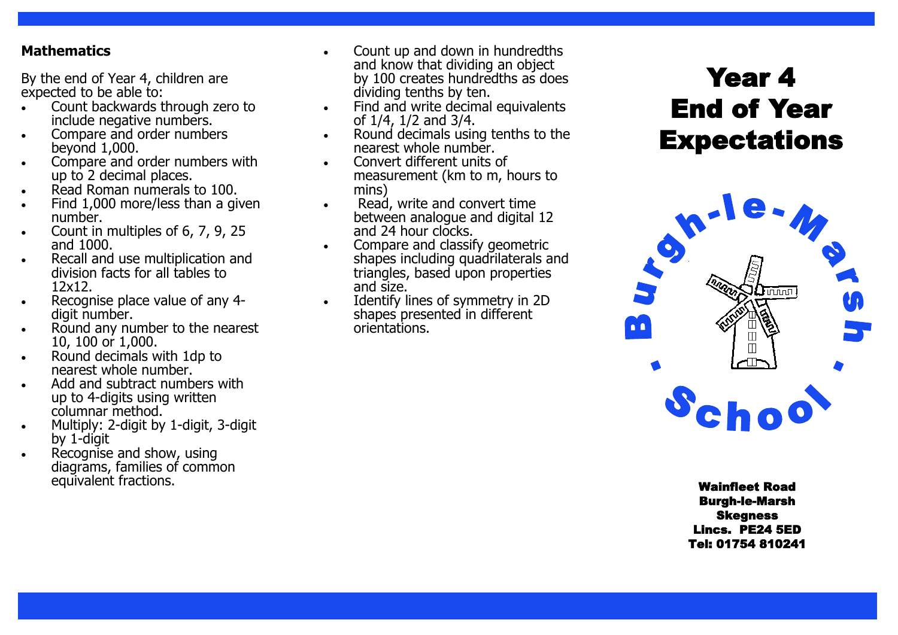## Mathematics

By the end of Year 4, children are expected to be able to:

- Count backwards through zero to include negative numbers.
- Compare and order numbers beyond 1,000.
- Compare and order numbers with up to 2 decimal places.
- Read Roman numerals to 100.
- Find 1,000 more/less than a given number.
- Count in multiples of 6, 7, 9, 25 and 1000.
- Recall and use multiplication and division facts for all tables to 12x12.
- Recognise place value of any 4-digit number.
- Round any number to the nearest 10, 100 or 1,000.
- Round decimals with 1dp to nearest whole number.
- Add and subtract numbers with up to 4-digits using written columnar method.
- Multiply: 2-digit by 1-digit, 3-digit by 1-digit
- Recognise and show, using diagrams, families of common equivalent fractions.
- Count up and down in hundredths and know that dividing an object by 100 creates hundredths as does dividing tenths by ten.
- Find and write decimal equivalents of 1/4, 1/2 and 3/4.
- Round decimals using tenths to the nearest whole number.
- Convert different units of measurement (km to m, hours to mins)
- Read, write and convert time between analogue and digital 12 and 24 hour clocks.
- Compare and classify geometric shapes including quadrilaterals and triangles, based upon properties and size.
- Identify lines of symmetry in 2D shapes presented in different orientations.

# Year 4 End of Year Expectations

Burgh-le-Marsh School

**Wainfleet Road**
**Burgh-le-Marsh**
**Skegness**
**Lincs. PE24 5ED**
**Tel: 01754 810241**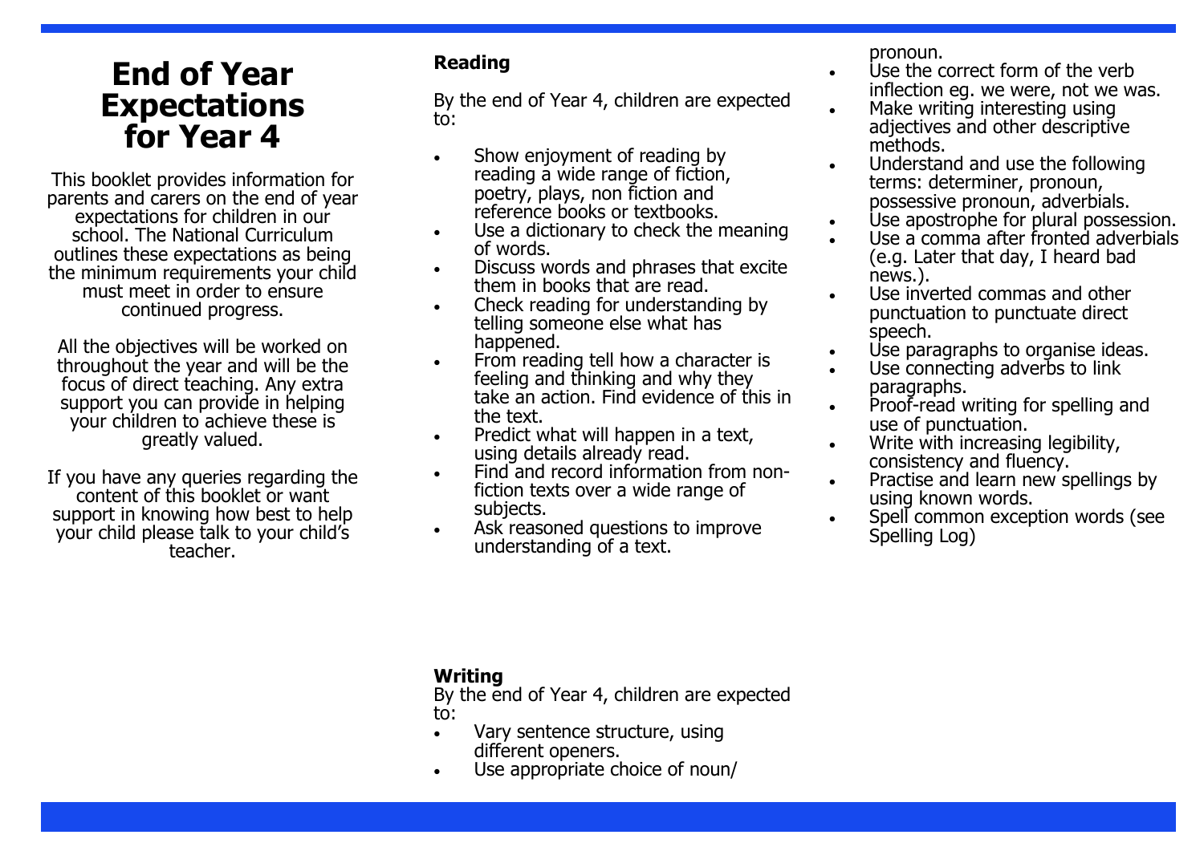# End of Year Expectations for Year 4

This booklet provides information for parents and carers on the end of year expectations for children in our school. The National Curriculum outlines these expectations as being the minimum requirements your child must meet in order to ensure continued progress.

All the objectives will be worked on throughout the year and will be the focus of direct teaching. Any extra support you can provide in helping your children to achieve these is greatly valued.

If you have any queries regarding the content of this booklet or want support in knowing how best to help your child please talk to your child's teacher.

## Reading

By the end of Year 4, children are expected to:

- Show enjoyment of reading by reading a wide range of fiction, poetry, plays, non fiction and reference books or textbooks.
- Use a dictionary to check the meaning of words.
- Discuss words and phrases that excite them in books that are read.
- Check reading for understanding by telling someone else what has happened.
- From reading tell how a character is feeling and thinking and why they take an action. Find evidence of this in the text.
- Predict what will happen in a text, using details already read.
- Find and record information from non-fiction texts over a wide range of subjects.
- Ask reasoned questions to improve understanding of a text.

## Writing

By the end of Year 4, children are expected to:

- Vary sentence structure, using different openers.
- Use appropriate choice of noun/ pronoun.
- Use the correct form of the verb inflection eg. we were, not we was.
- Make writing interesting using adjectives and other descriptive methods.
- Understand and use the following terms: determiner, pronoun, possessive pronoun, adverbials.
- Use apostrophe for plural possession.
- Use a comma after fronted adverbials (e.g. Later that day, I heard bad news.).
- Use inverted commas and other punctuation to punctuate direct speech.
- Use paragraphs to organise ideas.
- Use connecting adverbs to link paragraphs.
- Proof-read writing for spelling and use of punctuation.
- Write with increasing legibility, consistency and fluency.
- Practise and learn new spellings by using known words.
- Spell common exception words (see Spelling Log)